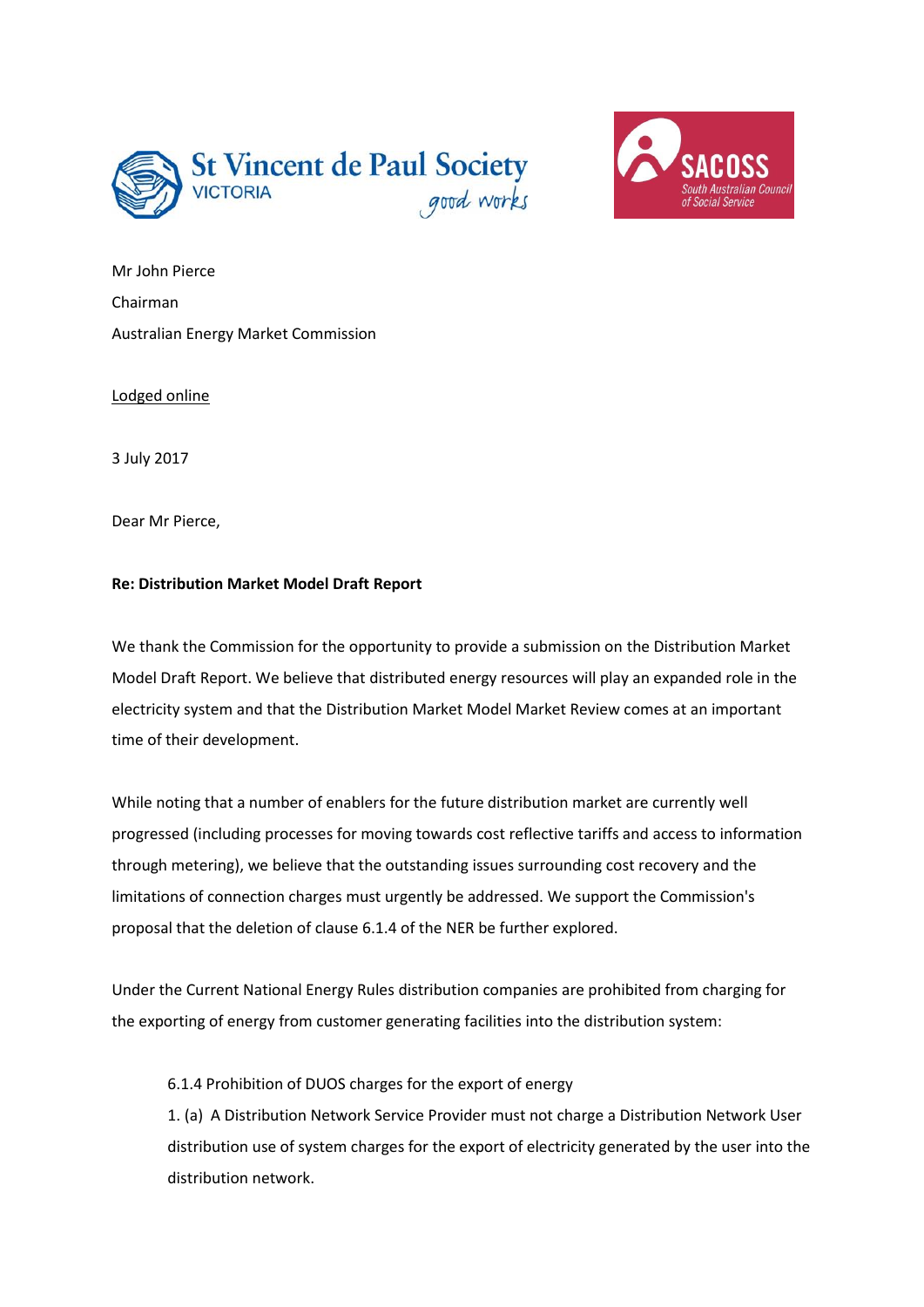St Vincent de Paul Society VICTORIA *good works*

SACOSS South Australian Council of Social Service

Mr John Pierce

Chairman

Australian Energy Market Commission

Lodged online

3 July 2017

Dear Mr Pierce,

**Re: Distribution Market Model Draft Report**

We thank the Commission for the opportunity to provide a submission on the Distribution Market Model Draft Report. We believe that distributed energy resources will play an expanded role in the electricity system and that the Distribution Market Model Market Review comes at an important time of their development.

While noting that a number of enablers for the future distribution market are currently well progressed (including processes for moving towards cost reflective tariffs and access to information through metering), we believe that the outstanding issues surrounding cost recovery and the limitations of connection charges must urgently be addressed. We support the Commission's proposal that the deletion of clause 6.1.4 of the NER be further explored.

Under the Current National Energy Rules distribution companies are prohibited from charging for the exporting of energy from customer generating facilities into the distribution system:

> 6.1.4 Prohibition of DUOS charges for the export of energy
>
> 1. (a) A Distribution Network Service Provider must not charge a Distribution Network User distribution use of system charges for the export of electricity generated by the user into the distribution network.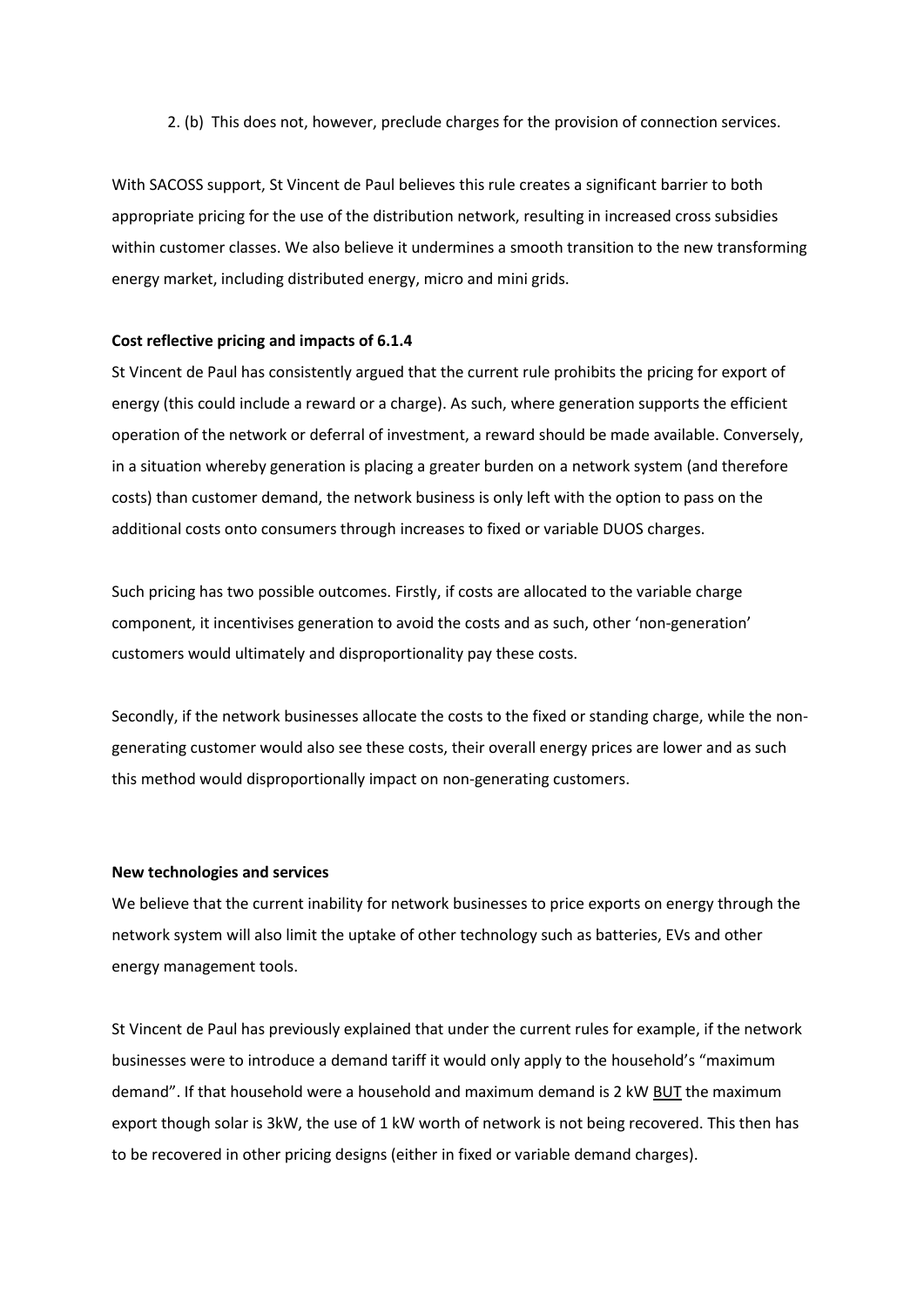2. (b) This does not, however, preclude charges for the provision of connection services.

With SACOSS support, St Vincent de Paul believes this rule creates a significant barrier to both appropriate pricing for the use of the distribution network, resulting in increased cross subsidies within customer classes. We also believe it undermines a smooth transition to the new transforming energy market, including distributed energy, micro and mini grids.

**Cost reflective pricing and impacts of 6.1.4**

St Vincent de Paul has consistently argued that the current rule prohibits the pricing for export of energy (this could include a reward or a charge). As such, where generation supports the efficient operation of the network or deferral of investment, a reward should be made available. Conversely, in a situation whereby generation is placing a greater burden on a network system (and therefore costs) than customer demand, the network business is only left with the option to pass on the additional costs onto consumers through increases to fixed or variable DUOS charges.

Such pricing has two possible outcomes. Firstly, if costs are allocated to the variable charge component, it incentivises generation to avoid the costs and as such, other 'non-generation' customers would ultimately and disproportionality pay these costs.

Secondly, if the network businesses allocate the costs to the fixed or standing charge, while the non-generating customer would also see these costs, their overall energy prices are lower and as such this method would disproportionally impact on non-generating customers.

**New technologies and services**

We believe that the current inability for network businesses to price exports on energy through the network system will also limit the uptake of other technology such as batteries, EVs and other energy management tools.

St Vincent de Paul has previously explained that under the current rules for example, if the network businesses were to introduce a demand tariff it would only apply to the household's "maximum demand". If that household were a household and maximum demand is 2 kW <u>BUT</u> the maximum export though solar is 3kW, the use of 1 kW worth of network is not being recovered. This then has to be recovered in other pricing designs (either in fixed or variable demand charges).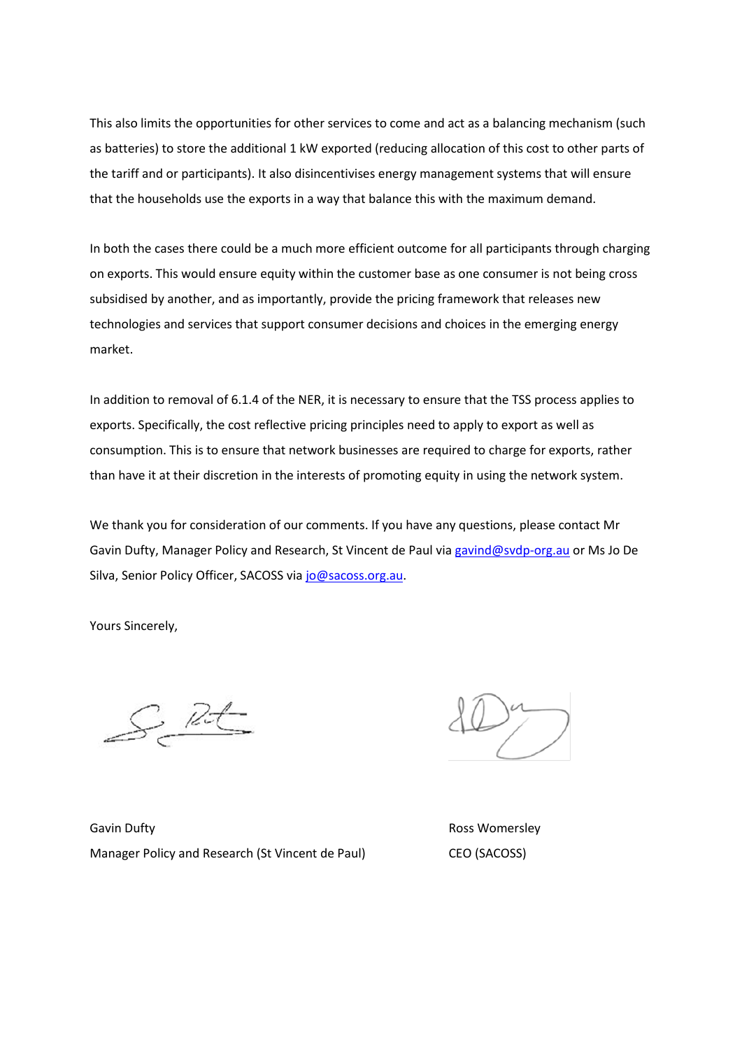This also limits the opportunities for other services to come and act as a balancing mechanism (such as batteries) to store the additional 1 kW exported (reducing allocation of this cost to other parts of the tariff and or participants). It also disincentivises energy management systems that will ensure that the households use the exports in a way that balance this with the maximum demand.

In both the cases there could be a much more efficient outcome for all participants through charging on exports. This would ensure equity within the customer base as one consumer is not being cross subsidised by another, and as importantly, provide the pricing framework that releases new technologies and services that support consumer decisions and choices in the emerging energy market.

In addition to removal of 6.1.4 of the NER, it is necessary to ensure that the TSS process applies to exports. Specifically, the cost reflective pricing principles need to apply to export as well as consumption. This is to ensure that network businesses are required to charge for exports, rather than have it at their discretion in the interests of promoting equity in using the network system.

We thank you for consideration of our comments. If you have any questions, please contact Mr Gavin Dufty, Manager Policy and Research, St Vincent de Paul via [gavind@svdp-org.au](mailto:gavind@svdp-org.au) or Ms Jo De Silva, Senior Policy Officer, SACOSS via [jo@sacoss.org.au](mailto:jo@sacoss.org.au).

Yours Sincerely,

Gavin Dufty
Manager Policy and Research (St Vincent de Paul)

Ross Womersley
CEO (SACOSS)